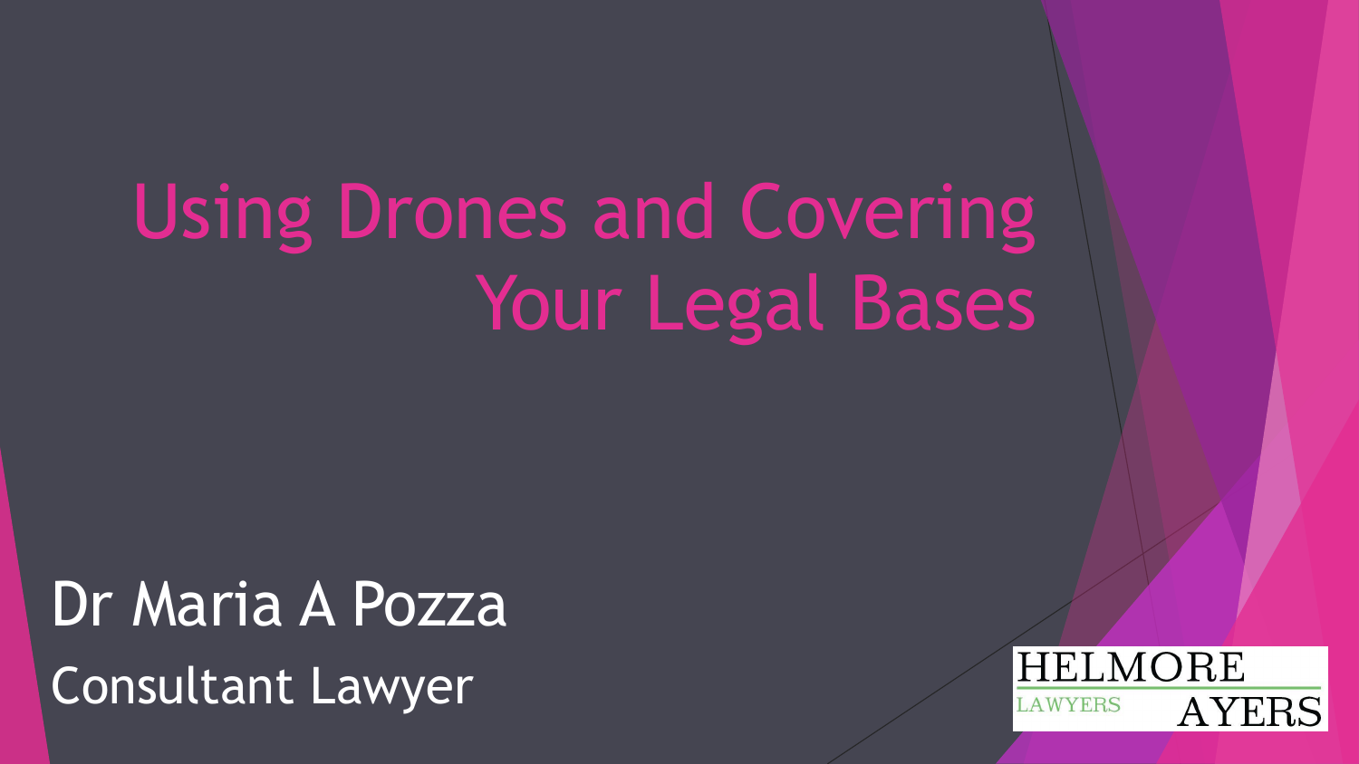# Using Drones and Covering Your Legal Bases

Dr Maria A Pozza

Consultant Lawyer

HELMORE AYERS LAWYERS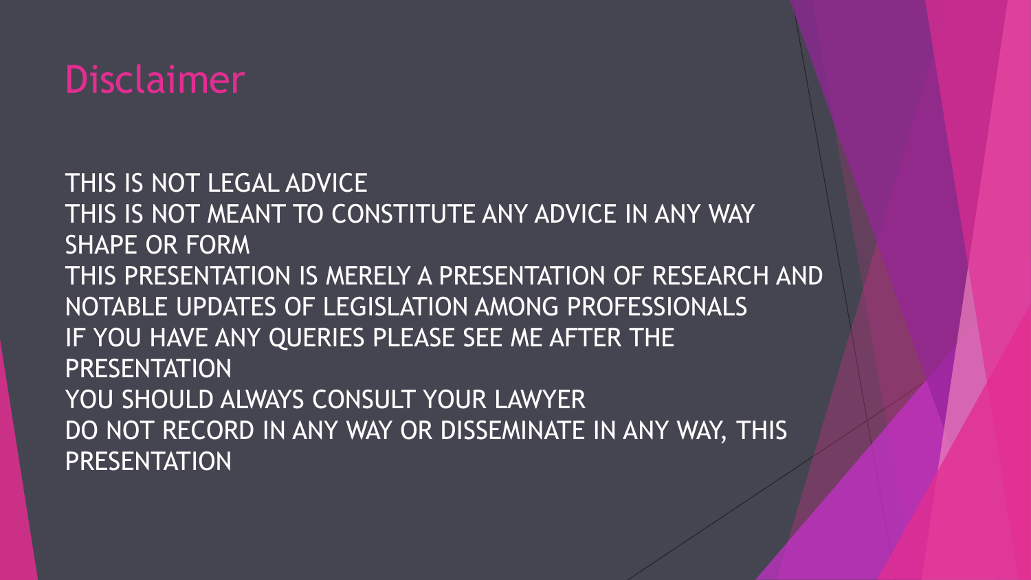# Disclaimer

THIS IS NOT LEGAL ADVICE
THIS IS NOT MEANT TO CONSTITUTE ANY ADVICE IN ANY WAY SHAPE OR FORM
THIS PRESENTATION IS MERELY A PRESENTATION OF RESEARCH AND NOTABLE UPDATES OF LEGISLATION AMONG PROFESSIONALS
IF YOU HAVE ANY QUERIES PLEASE SEE ME AFTER THE PRESENTATION
YOU SHOULD ALWAYS CONSULT YOUR LAWYER
DO NOT RECORD IN ANY WAY OR DISSEMINATE IN ANY WAY, THIS PRESENTATION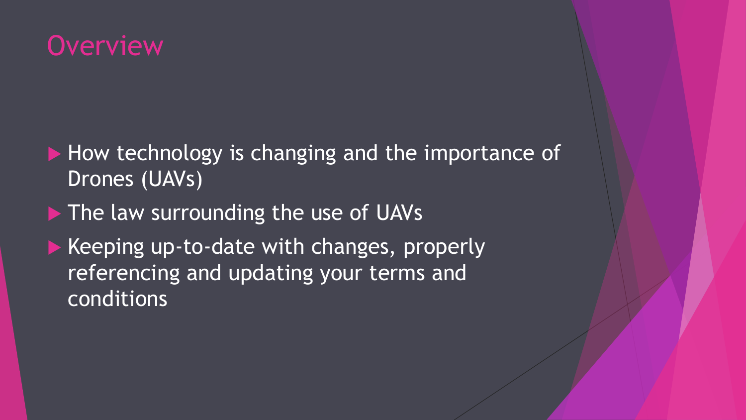# Overview

- How technology is changing and the importance of Drones (UAVs)
- The law surrounding the use of UAVs
- Keeping up-to-date with changes, properly referencing and updating your terms and conditions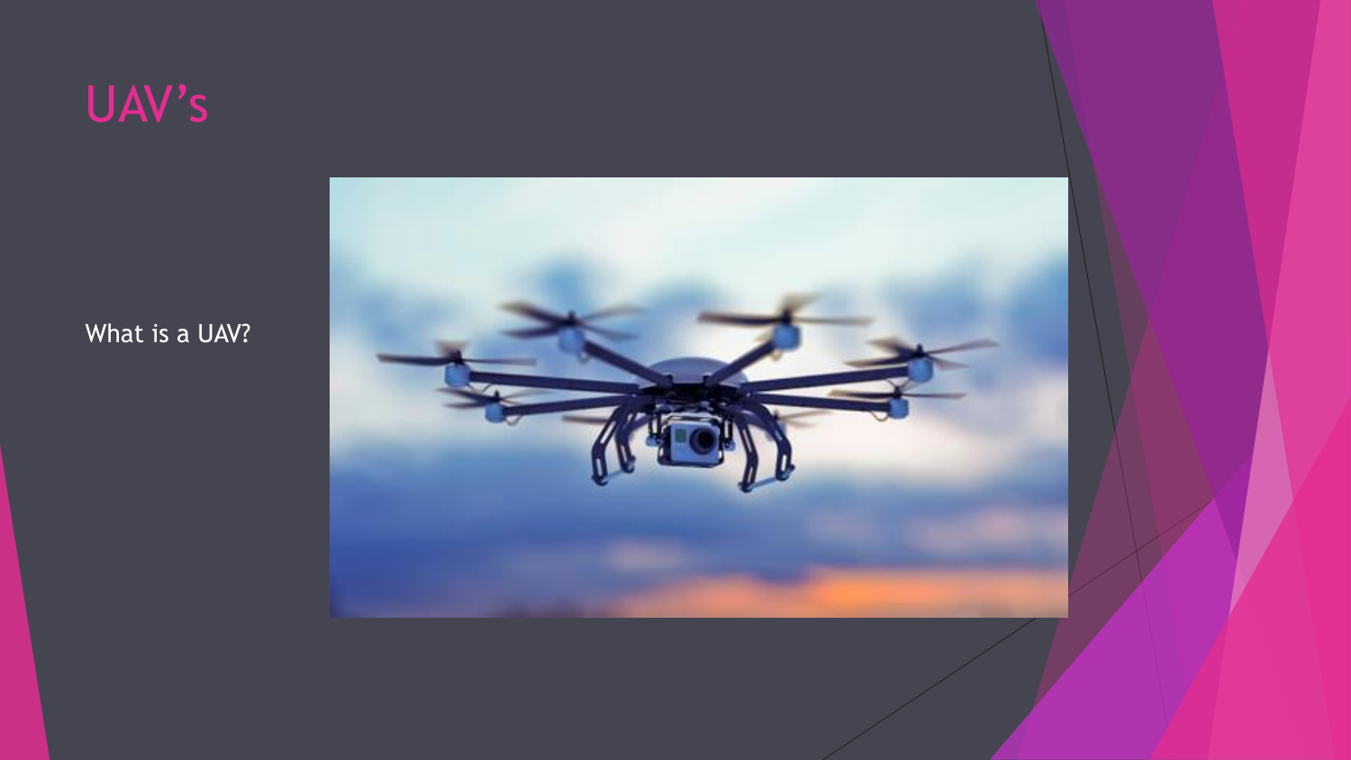# UAV’s

What is a UAV?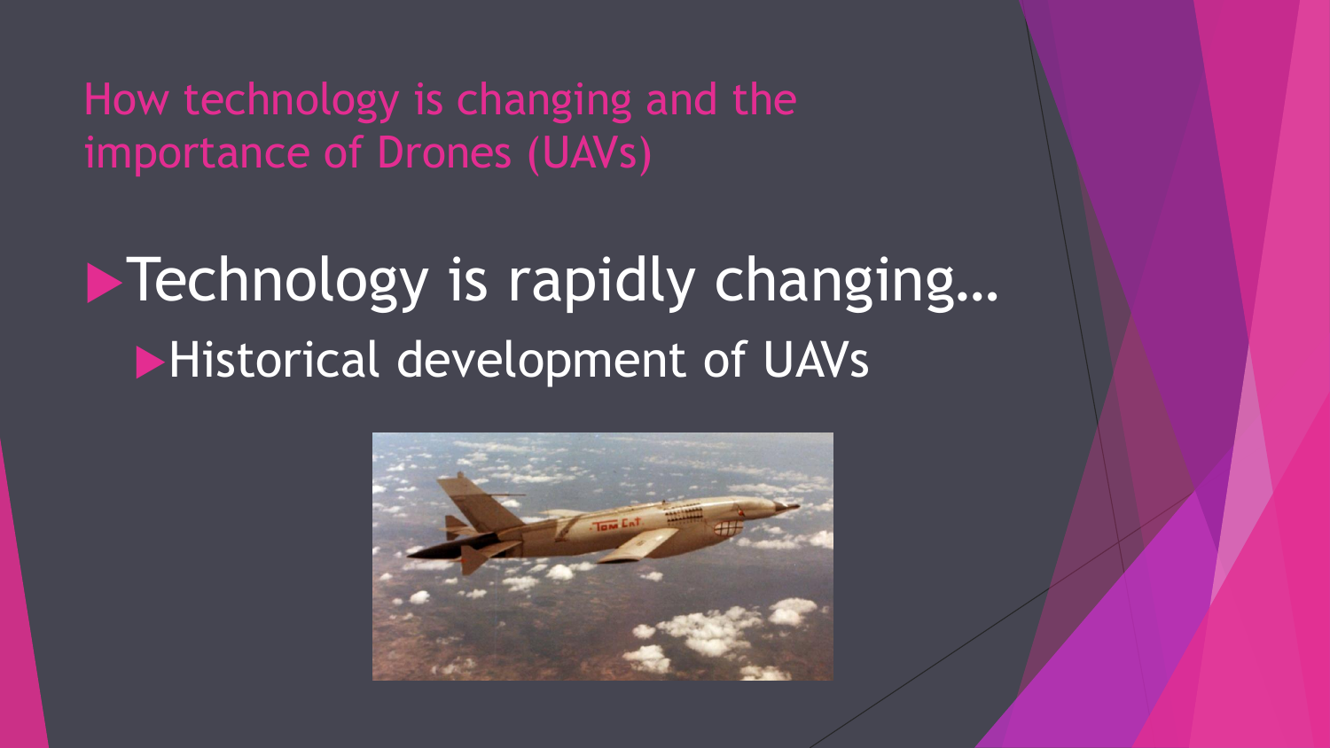## How technology is changing and the importance of Drones (UAVs)

- Technology is rapidly changing…
  - Historical development of UAVs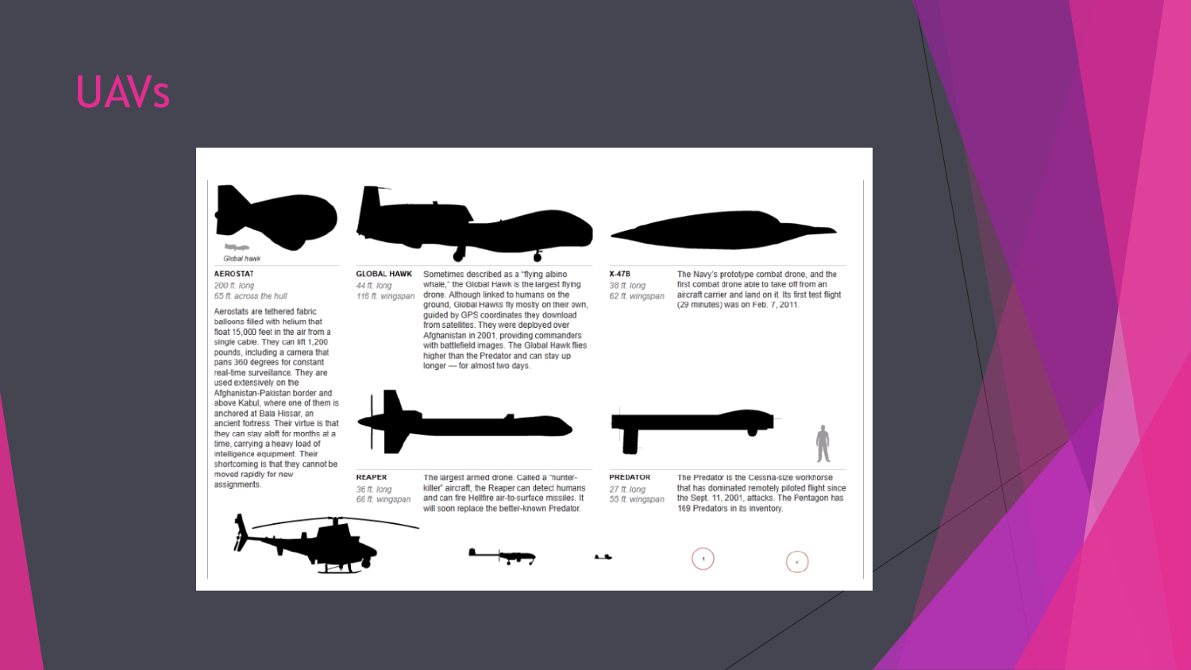# UAVs

Global hawk

**AEROSTAT**

*200 ft. long*
*65 ft. across the hull*

Aerostats are tethered fabric balloons filled with helium that float 15,000 feet in the air from a single cable. They can lift 1,200 pounds, including a camera that pans 360 degrees for constant real-time surveillance. They are used extensively on the Afghanistan-Pakistan border and above Kabul, where one of them is anchored at Bala Hissar, an ancient fortress. Their virtue is that they can stay aloft for months at a time, carrying a heavy load of intelligence equipment. Their shortcoming is that they cannot be moved rapidly for new assignments.

**GLOBAL HAWK**

*44 ft. long*
*116 ft. wingspan*

Sometimes described as a "flying albino whale," the Global Hawk is the largest flying drone. Although linked to humans on the ground, Global Hawks fly mostly on their own, guided by GPS coordinates they download from satellites. They were deployed over Afghanistan in 2001, providing commanders with battlefield images. The Global Hawk flies higher than the Predator and can stay up longer — for almost two days.

**X-47B**

*38 ft. long*
*62 ft. wingspan*

The Navy's prototype combat drone, and the first combat drone able to take off from an aircraft carrier and land on it. Its first test flight (29 minutes) was on Feb. 7, 2011.

**REAPER**

*36 ft. long*
*66 ft. wingspan*

The largest armed drone. Called a "hunter-killer" aircraft, the Reaper can detect humans and can fire Hellfire air-to-surface missiles. It will soon replace the better-known Predator.

**PREDATOR**

*27 ft. long*
*55 ft. wingspan*

The Predator is the Cessna-size workhorse that has dominated remotely piloted flight since the Sept. 11, 2001, attacks. The Pentagon has 169 Predators in its inventory.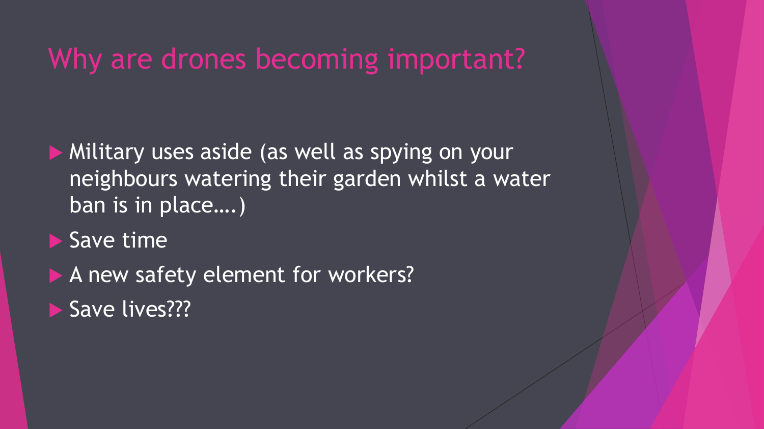# Why are drones becoming important?

- Military uses aside (as well as spying on your neighbours watering their garden whilst a water ban is in place….)
- Save time
- A new safety element for workers?
- Save lives???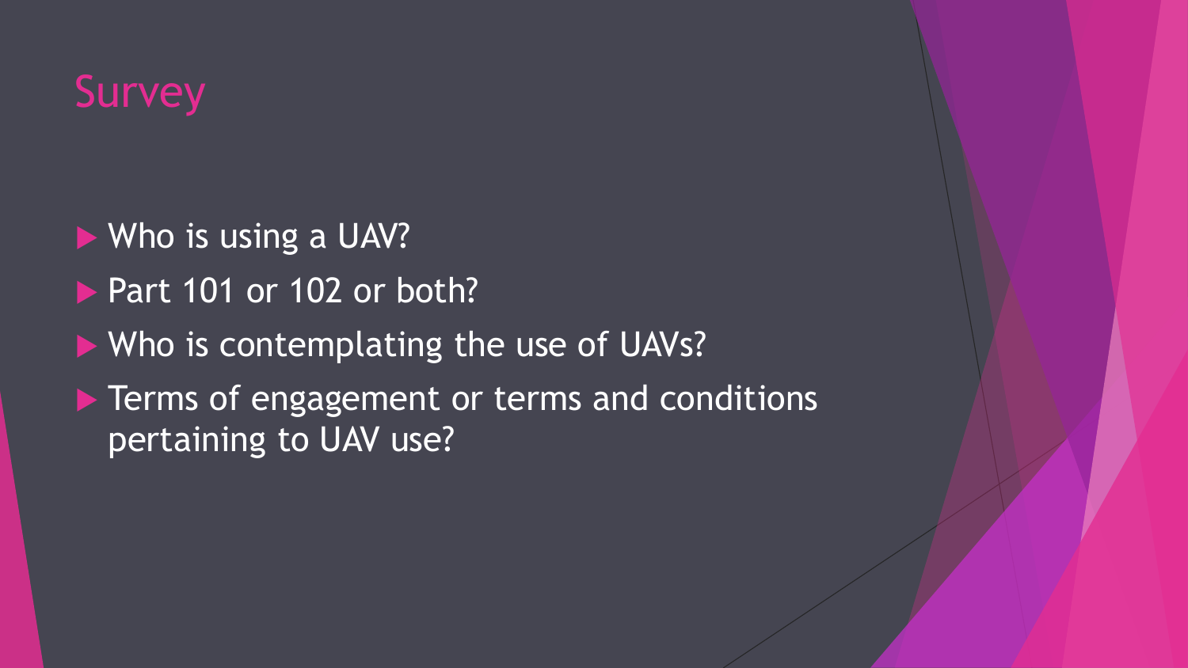# Survey

- Who is using a UAV?
- Part 101 or 102 or both?
- Who is contemplating the use of UAVs?
- Terms of engagement or terms and conditions pertaining to UAV use?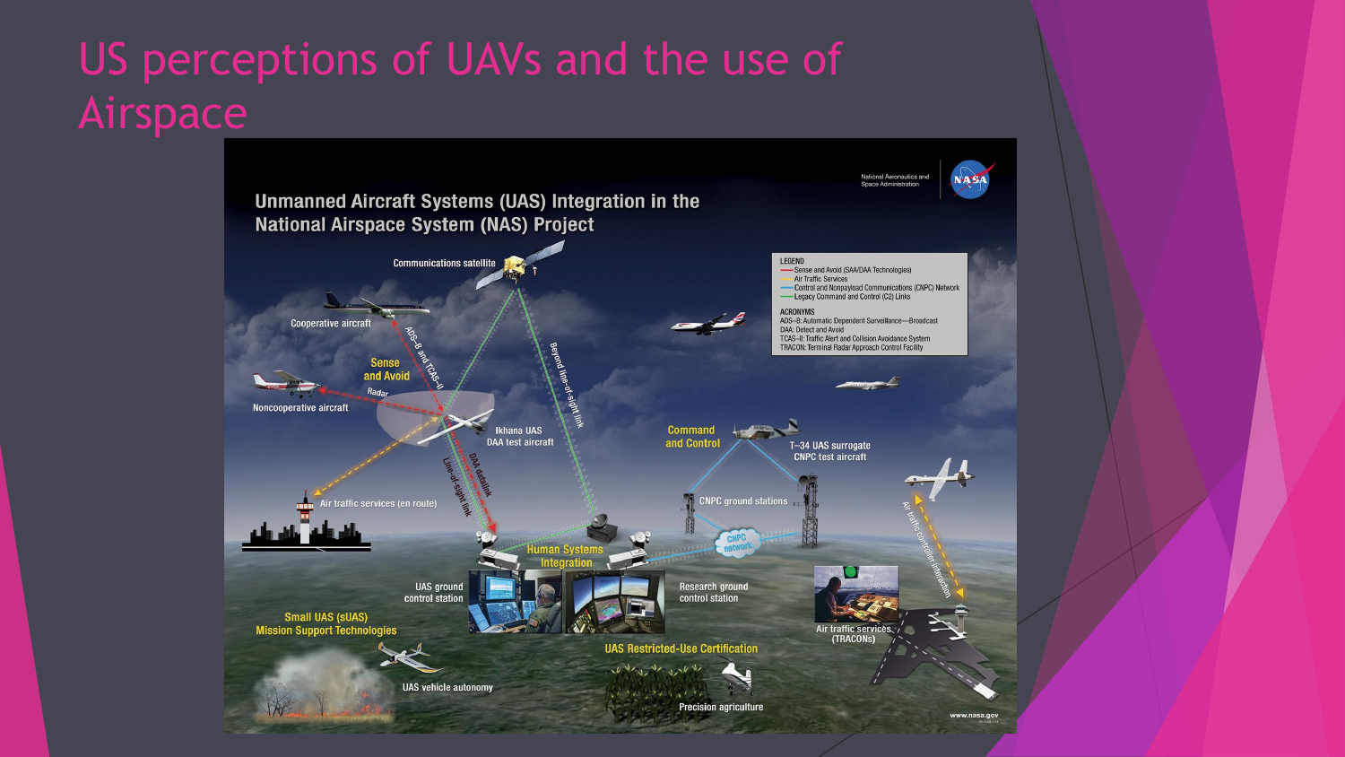# US perceptions of UAVs and the use of Airspace

National Aeronautics and Space Administration

NASA

## Unmanned Aircraft Systems (UAS) Integration in the National Airspace System (NAS) Project

LEGEND
- Sense and Avoid (SAA/DAA Technologies)
- Air Traffic Services
- Control and Nonpayload Communications (CNPC) Network
- Legacy Command and Control (C2) Links

ACRONYMS
- ADS–B: Automatic Dependent Surveillance—Broadcast
- DAA: Detect and Avoid
- TCAS–II: Traffic Alert and Collision Avoidance System
- TRACON: Terminal Radar Approach Control Facility

Communications satellite

Cooperative aircraft

ADS–B and TCAS–II

Sense and Avoid

Radar

Noncooperative aircraft

Ikhana UAS DAA test aircraft

Beyond line-of-sight link

Line-of-sight link

DAA datalink

Air traffic services (en route)

Command and Control

T–34 UAS surrogate CNPC test aircraft

CNPC ground stations

CNPC network

Human Systems Integration

UAS ground control station

Research ground control station

Air traffic controller interaction

Air traffic services (TRACONs)

Small UAS (sUAS) Mission Support Technologies

UAS vehicle autonomy

UAS Restricted-Use Certification

Precision agriculture

www.nasa.gov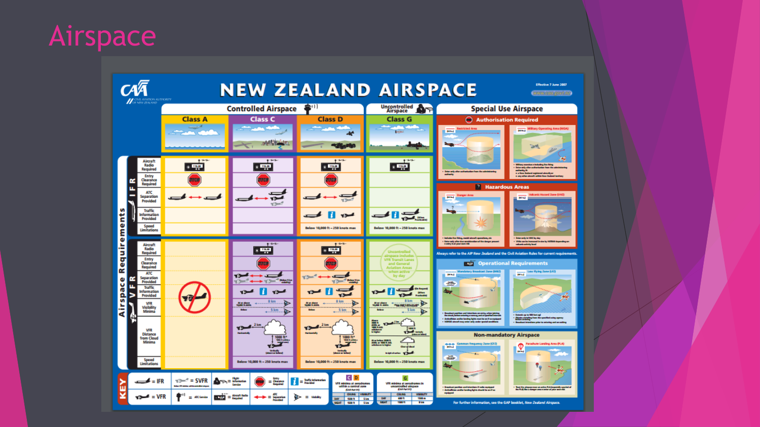# Airspace

# NEW ZEALAND AIRSPACE

Effective 7 June 2007

## Controlled Airspace

| | Class A | Class C | Class D | Class G (Uncontrolled Airspace) |
|---|---|---|---|---|
| **IFR** | | | | |
| Aircraft Radio Required | ✓ | ✓ | ✓ | ✓ |
| Entry Clearance Required | ✓ | ✓ | ✓ | |
| ATC Separation Provided | ✓ | ✓ | ✓ | |
| Traffic Information Provided | | | ✓ | ✓ |
| Speed Limitations | | | Below 10,000 ft – 250 knots max | Below 10,000 ft – 250 knots max |
| **VFR** | | | | |
| Aircraft Radio Required | | ✓ | ✓ | Uncontrolled airspace includes VFR Transit Lanes and General Aviation Areas when active by day |
| Entry Clearance Required | | ✓ | ✓ | |
| ATC Separation Provided | | ✓ | ✓ | |
| Traffic Information Provided | | ✓ | ✓ | ✓ |
| VFR Visibility Minima | | 8 km / 5 km | 8 km / 5 km | 8 km / 5 km |
| VFR Distance from Cloud Minima | | 2 km horizontally; 1000 ft vertically | 2 km horizontally; 1000 ft vertically | 2 km; 1000 ft; clear of cloud |
| Speed Limitations | | Below 10,000 ft – 250 knots max | Below 10,000 ft – 250 knots max | Below 10,000 ft – 250 knots max |

## Special Use Airspace

### Authorisation Required

- Restricted Area
- Military Operating Area (MOA)

### Hazardous Areas

- Danger Area
- Volcanic Hazard Zone (VHZ)

Always refer to the AIP New Zealand and the Civil Aviation Rules for current requirements.

### Operational Requirements

- Mandatory Broadcast Zone (MBZ)
- Low Flying Zone (LFZ)

### Non-mandatory Airspace

- Common Frequency Zone (CFZ)
- Parachute Landing Area (PLA)

For further information, see the CAP booklet, *New Zealand Airspace*.

## KEY

= IFR, = VFR, = SVFR, = ATC Service, = Flight Information Service, = Aircraft Radio Required, = Entry Clearance Required, = ATC Separation Provided, = Traffic Information Provided, = Visibility

**VFR minima at aerodromes within a control zone**

| | CEILING | VISIBILITY |
|---|---|---|
| DAY | 1500 ft | 5 km |
| NIGHT | 1500 ft | 5 km |

**VFR minima at aerodromes in uncontrolled airspace**

| | CEILING | VISIBILITY |
|---|---|---|
| DAY | 600 ft | 1500 m |
| NIGHT | 1500 ft | 8 km |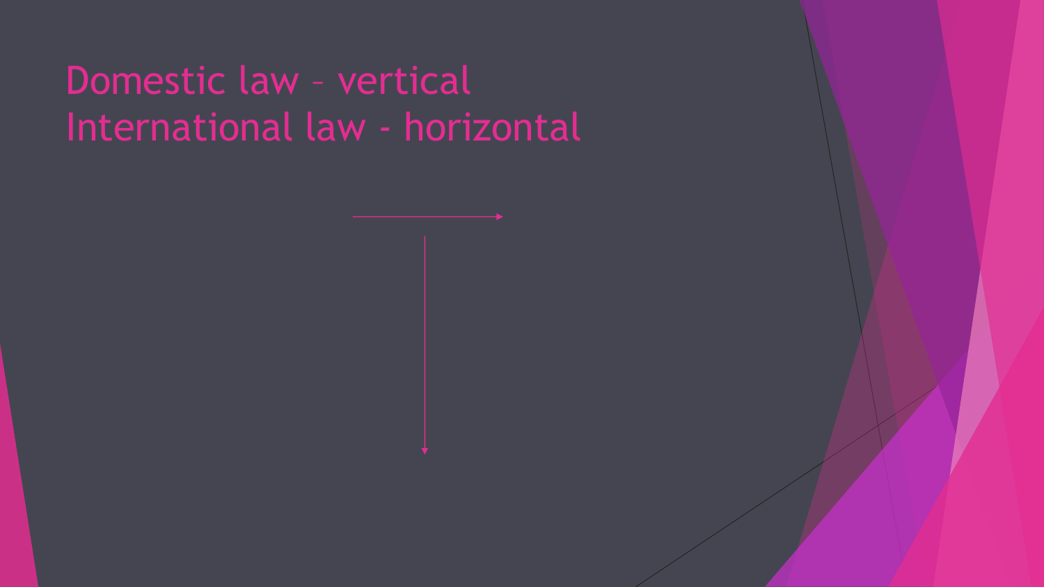# Domestic law – vertical
# International law - horizontal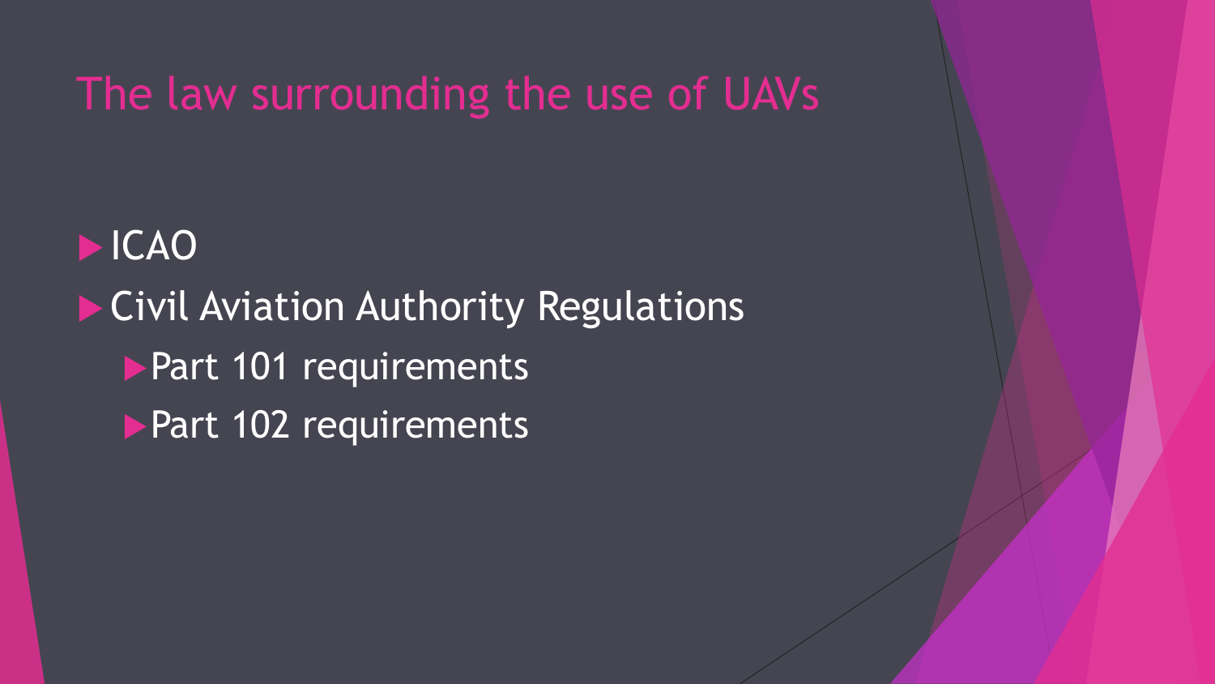# The law surrounding the use of UAVs

- ICAO
- Civil Aviation Authority Regulations
  - Part 101 requirements
  - Part 102 requirements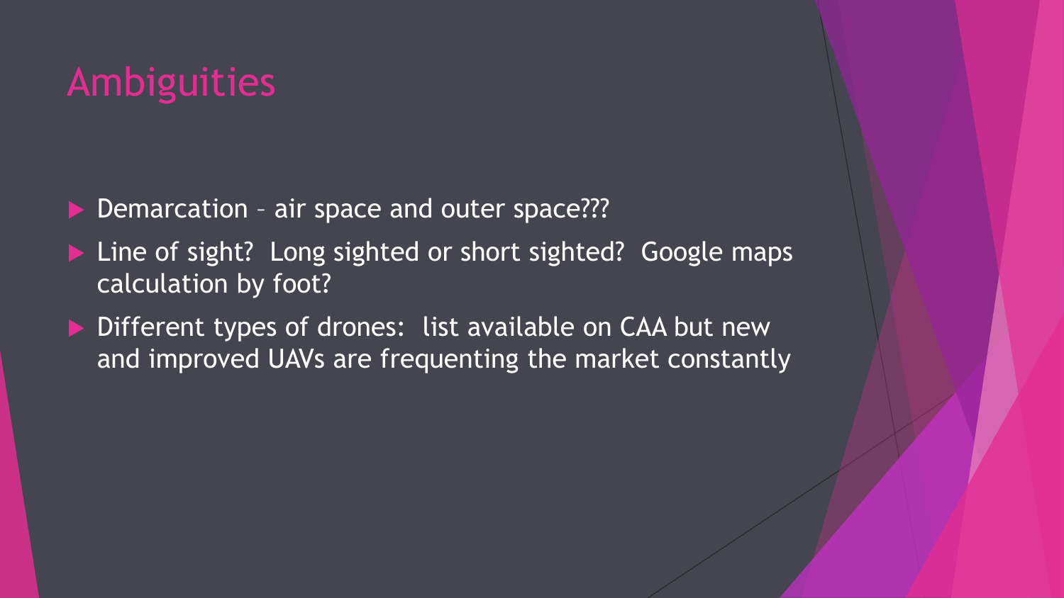# Ambiguities

- Demarcation – air space and outer space???
- Line of sight? Long sighted or short sighted? Google maps calculation by foot?
- Different types of drones: list available on CAA but new and improved UAVs are frequenting the market constantly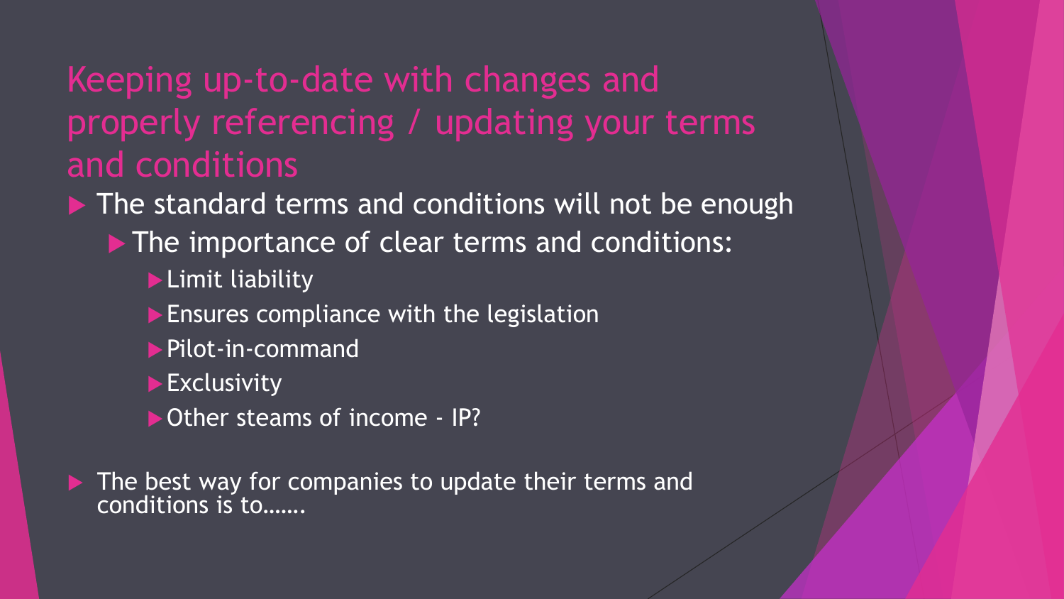## Keeping up-to-date with changes and properly referencing / updating your terms and conditions

- The standard terms and conditions will not be enough
  - The importance of clear terms and conditions:
    - Limit liability
    - Ensures compliance with the legislation
    - Pilot-in-command
    - Exclusivity
    - Other steams of income - IP?

- The best way for companies to update their terms and conditions is to…….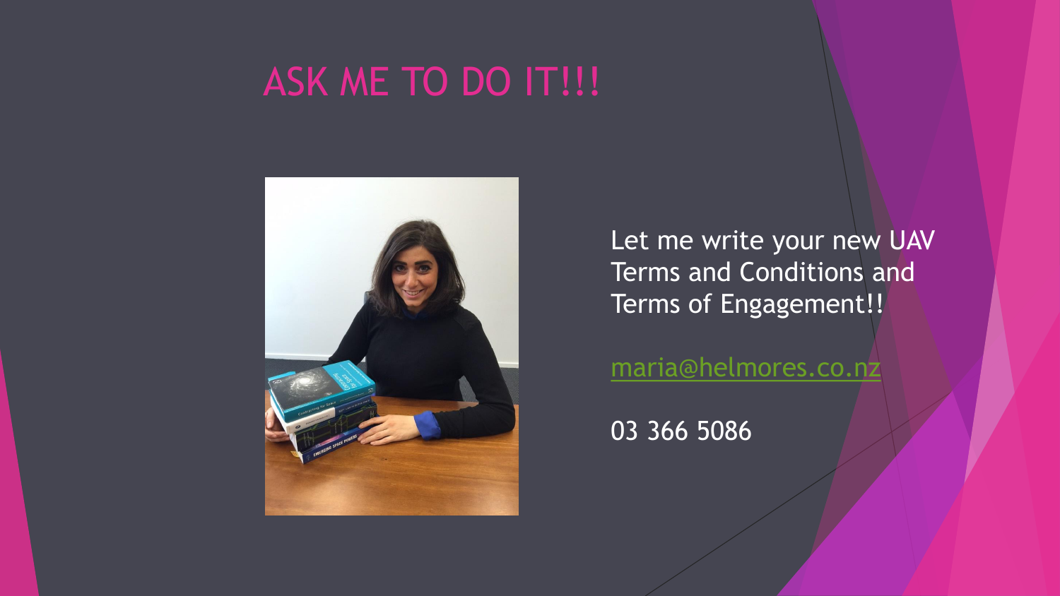# ASK ME TO DO IT!!!

Let me write your new UAV Terms and Conditions and Terms of Engagement!!

maria@helmores.co.nz

03 366 5086